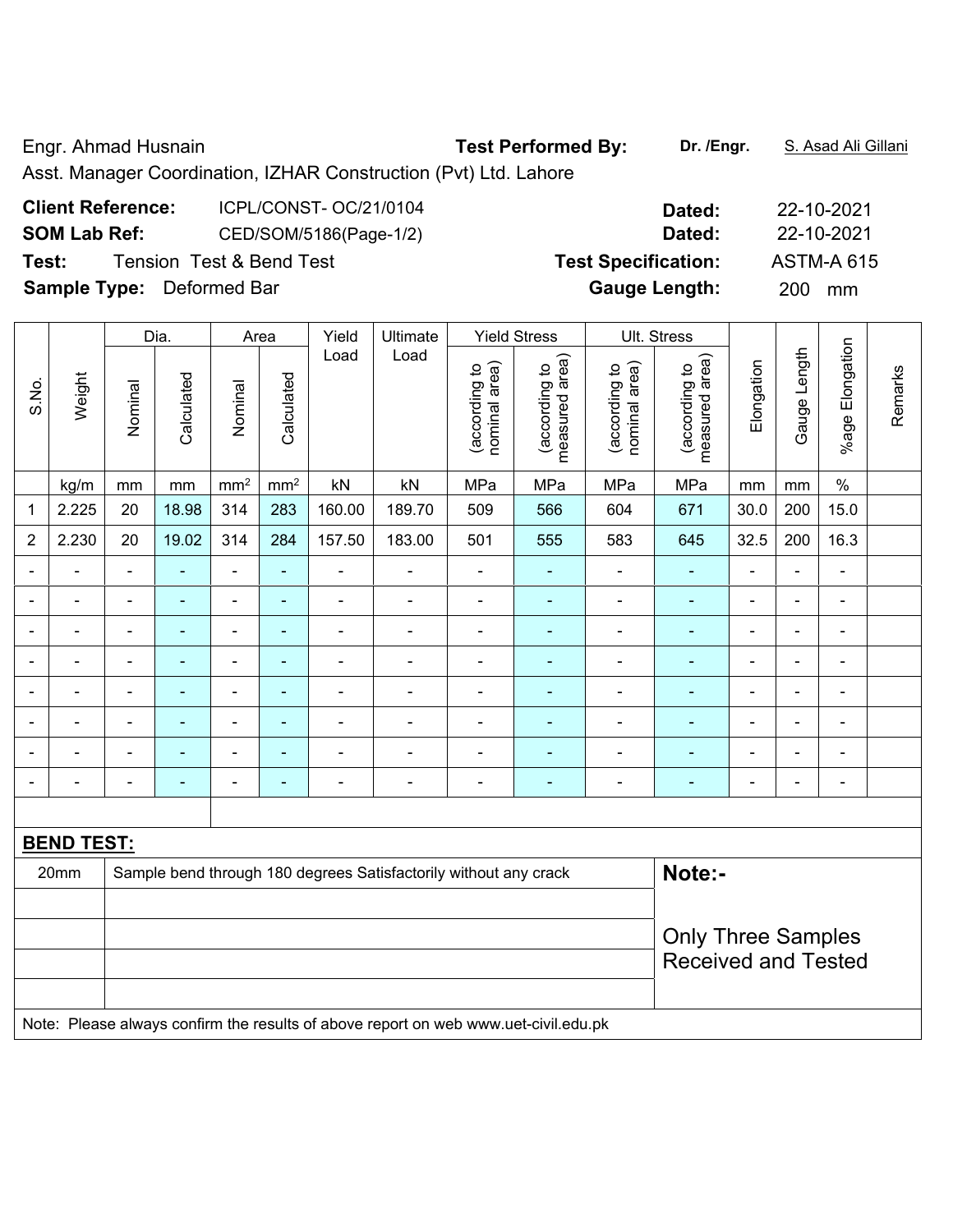Engr. Ahmad Husnain **Test Performed By:** **Dr. /Engr.** S. Asad Ali Gillani

Asst. Manager Coordination, IZHAR Construction (Pvt) Ltd. Lahore

**Client Reference:** ICPL/CONST- OC/21/0104 **Dated:** 22-10-2021

**SOM Lab Ref:** CED/SOM/5186(Page-1/2) **Dated:** 22-10-2021

**Test:** Tension Test & Bend Test **Test Specification:** ASTM-A 615

**Sample Type:** Deformed Bar **Gauge Length:** 200 mm

| S.No. | Weight | Dia. | | Area | | Yield Load | Ultimate Load | Yield Stress | | Ult. Stress | | Elongation | Gauge Length | %age Elongation | Remarks |
|---|---|---|---|---|---|---|---|---|---|---|---|---|---|---|---|
| | | Nominal | Calculated | Nominal | Calculated | | | (according to nominal area) | (according to measured area) | (according to nominal area) | (according to measured area) | | | | |
| | kg/m | mm | mm | mm$^2$ | mm$^2$ | kN | kN | MPa | MPa | MPa | MPa | mm | mm | % | |
| 1 | 2.225 | 20 | 18.98 | 314 | 283 | 160.00 | 189.70 | 509 | 566 | 604 | 671 | 30.0 | 200 | 15.0 | |
| 2 | 2.230 | 20 | 19.02 | 314 | 284 | 157.50 | 183.00 | 501 | 555 | 583 | 645 | 32.5 | 200 | 16.3 | |
| - | - | - | - | - | - | - | - | - | - | - | - | - | - | - | |
| - | - | - | - | - | - | - | - | - | - | - | - | - | - | - | |
| - | - | - | - | - | - | - | - | - | - | - | - | - | - | - | |
| - | - | - | - | - | - | - | - | - | - | - | - | - | - | - | |
| - | - | - | - | - | - | - | - | - | - | - | - | - | - | - | |
| - | - | - | - | - | - | - | - | - | - | - | - | - | - | - | |
| - | - | - | - | - | - | - | - | - | - | - | - | - | - | - | |
| - | - | - | - | - | - | - | - | - | - | - | - | - | - | - | |

**BEND TEST:**

| | | |
|---|---|---|
| 20mm | Sample bend through 180 degrees Satisfactorily without any crack | **Note:-** |
| | | Only Three Samples Received and Tested |

Note: Please always confirm the results of above report on web www.uet-civil.edu.pk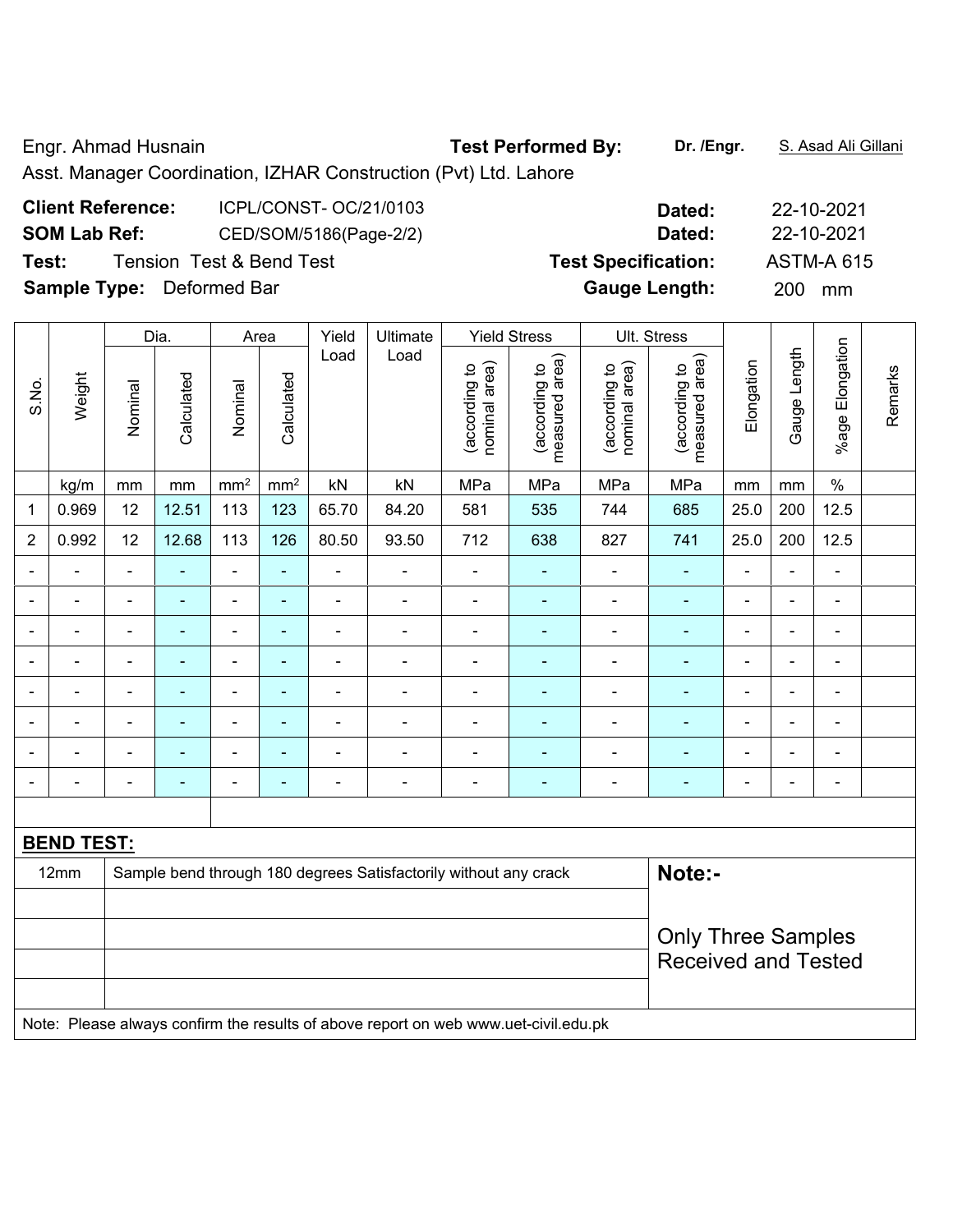Engr. Ahmad Husnain

Asst. Manager Coordination, IZHAR Construction (Pvt) Ltd. Lahore

**Test Performed By:** Dr. /Engr. S. Asad Ali Gillani

**Client Reference:** ICPL/CONST- OC/21/0103 **Dated:** 22-10-2021

**SOM Lab Ref:** CED/SOM/5186(Page-2/2) **Dated:** 22-10-2021

**Test:** Tension Test & Bend Test **Test Specification:** ASTM-A 615

**Sample Type:** Deformed Bar **Gauge Length:** 200 mm

| S.No. | Weight | Dia. | | Area | | Yield Load | Ultimate Load | Yield Stress | | Ult. Stress | | Elongation | Gauge Length | %age Elongation | Remarks |
|---|---|---|---|---|---|---|---|---|---|---|---|---|---|---|---|
| | | Nominal | Calculated | Nominal | Calculated | | | (according to nominal area) | (according to measured area) | (according to nominal area) | (according to measured area) | | | | |
| | kg/m | mm | mm | mm² | mm² | kN | kN | MPa | MPa | MPa | MPa | mm | mm | % | |
| 1 | 0.969 | 12 | 12.51 | 113 | 123 | 65.70 | 84.20 | 581 | 535 | 744 | 685 | 25.0 | 200 | 12.5 | |
| 2 | 0.992 | 12 | 12.68 | 113 | 126 | 80.50 | 93.50 | 712 | 638 | 827 | 741 | 25.0 | 200 | 12.5 | |
| - | - | - | - | - | - | - | - | - | - | - | - | - | - | - | |
| - | - | - | - | - | - | - | - | - | - | - | - | - | - | - | |
| - | - | - | - | - | - | - | - | - | - | - | - | - | - | - | |
| - | - | - | - | - | - | - | - | - | - | - | - | - | - | - | |
| - | - | - | - | - | - | - | - | - | - | - | - | - | - | - | |
| - | - | - | - | - | - | - | - | - | - | - | - | - | - | - | |
| - | - | - | - | - | - | - | - | - | - | - | - | - | - | - | |
| - | - | - | - | - | - | - | - | - | - | - | - | - | - | - | |

**BEND TEST:**

| | | |
|---|---|---|
| 12mm | Sample bend through 180 degrees Satisfactorily without any crack | **Note:-** |
| | | |
| | | Only Three Samples Received and Tested |
| | | |
| | | |

Note: Please always confirm the results of above report on web www.uet-civil.edu.pk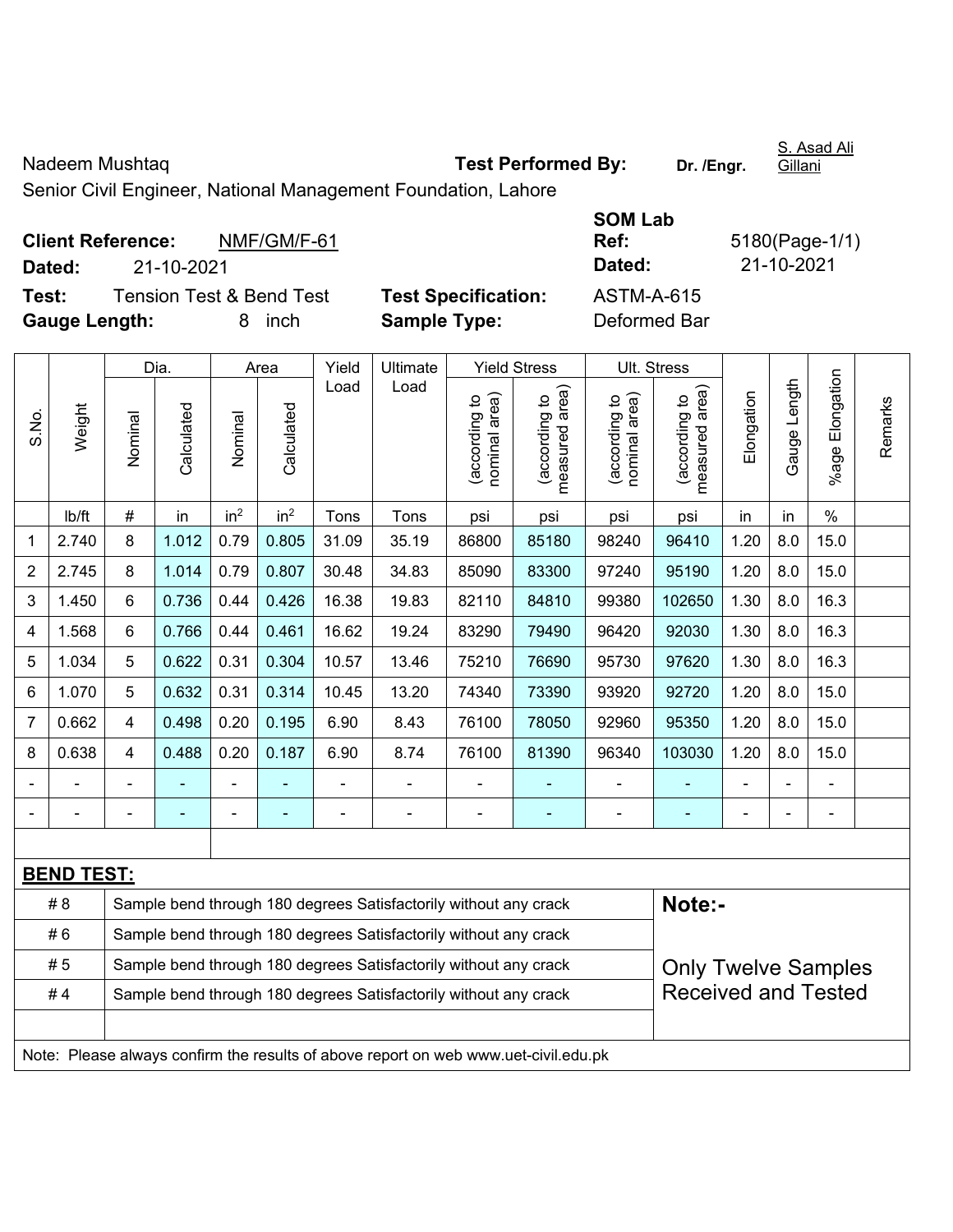Nadeem Mushtaq **Test Performed By:** **Dr. /Engr.** S. Asad Ali Gillani

Senior Civil Engineer, National Management Foundation, Lahore

**Client Reference:** NMF/GM/F-61 **SOM Lab Ref:** 5180(Page-1/1)

**Dated:** 21-10-2021 **Dated:** 21-10-2021

**Test:** Tension Test & Bend Test **Test Specification:** ASTM-A-615

**Gauge Length:** 8 inch **Sample Type:** Deformed Bar

| S.No. | Weight | Dia. | | Area | | Yield Load | Ultimate Load | Yield Stress | | Ult. Stress | | Elongation | Gauge Length | %age Elongation | Remarks |
|---|---|---|---|---|---|---|---|---|---|---|---|---|---|---|---|
| | | Nominal | Calculated | Nominal | Calculated | | | (according to nominal area) | (according to measured area) | (according to nominal area) | (according to measured area) | | | | |
| | lb/ft | # | in | $in^2$ | $in^2$ | Tons | Tons | psi | psi | psi | psi | in | in | % | |
| 1 | 2.740 | 8 | 1.012 | 0.79 | 0.805 | 31.09 | 35.19 | 86800 | 85180 | 98240 | 96410 | 1.20 | 8.0 | 15.0 | |
| 2 | 2.745 | 8 | 1.014 | 0.79 | 0.807 | 30.48 | 34.83 | 85090 | 83300 | 97240 | 95190 | 1.20 | 8.0 | 15.0 | |
| 3 | 1.450 | 6 | 0.736 | 0.44 | 0.426 | 16.38 | 19.83 | 82110 | 84810 | 99380 | 102650 | 1.30 | 8.0 | 16.3 | |
| 4 | 1.568 | 6 | 0.766 | 0.44 | 0.461 | 16.62 | 19.24 | 83290 | 79490 | 96420 | 92030 | 1.30 | 8.0 | 16.3 | |
| 5 | 1.034 | 5 | 0.622 | 0.31 | 0.304 | 10.57 | 13.46 | 75210 | 76690 | 95730 | 97620 | 1.30 | 8.0 | 16.3 | |
| 6 | 1.070 | 5 | 0.632 | 0.31 | 0.314 | 10.45 | 13.20 | 74340 | 73390 | 93920 | 92720 | 1.20 | 8.0 | 15.0 | |
| 7 | 0.662 | 4 | 0.498 | 0.20 | 0.195 | 6.90 | 8.43 | 76100 | 78050 | 92960 | 95350 | 1.20 | 8.0 | 15.0 | |
| 8 | 0.638 | 4 | 0.488 | 0.20 | 0.187 | 6.90 | 8.74 | 76100 | 81390 | 96340 | 103030 | 1.20 | 8.0 | 15.0 | |
| - | - | - | - | - | - | - | - | - | - | - | - | - | - | - | |
| - | - | - | - | - | - | - | - | - | - | - | - | - | - | - | |

**BEND TEST:**

| Bar | Result |
|---|---|
| # 8 | Sample bend through 180 degrees Satisfactorily without any crack |
| # 6 | Sample bend through 180 degrees Satisfactorily without any crack |
| # 5 | Sample bend through 180 degrees Satisfactorily without any crack |
| # 4 | Sample bend through 180 degrees Satisfactorily without any crack |

**Note:-**

Only Twelve Samples Received and Tested

Note: Please always confirm the results of above report on web www.uet-civil.edu.pk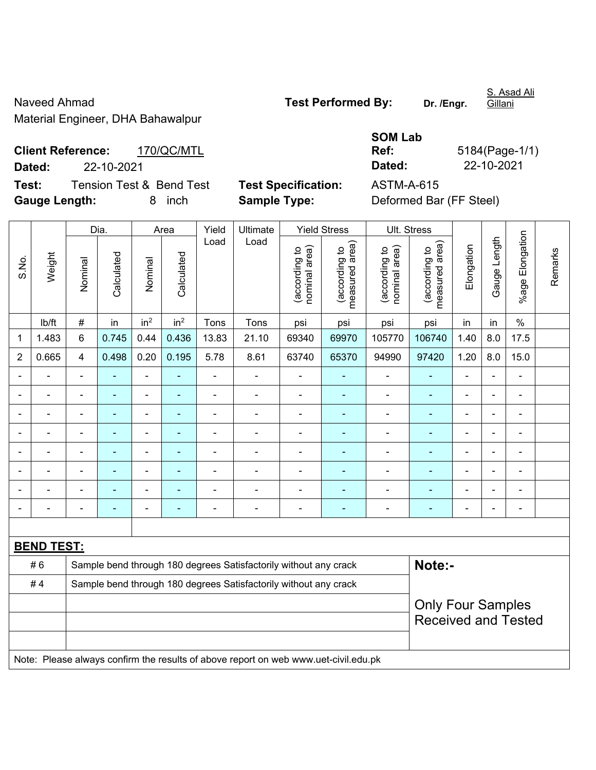Naveed Ahmad

Material Engineer, DHA Bahawalpur

**Test Performed By:** **Dr. /Engr.** S. Asad Ali Gillani

**Client Reference:** 170/QC/MTL

**Dated:** 22-10-2021

**SOM Lab Ref:** 5184(Page-1/1)

**Dated:** 22-10-2021

**Test:** Tension Test & Bend Test

**Test Specification:** ASTM-A-615

**Gauge Length:** 8 inch

**Sample Type:** Deformed Bar (FF Steel)

| S.No. | Weight | Dia. | | Area | | Yield Load | Ultimate Load | Yield Stress | | Ult. Stress | | Elongation | Gauge Length | %age Elongation | Remarks |
|---|---|---|---|---|---|---|---|---|---|---|---|---|---|---|---|
| | | Nominal | Calculated | Nominal | Calculated | | | (according to nominal area) | (according to measured area) | (according to nominal area) | (according to measured area) | | | | |
| | lb/ft | # | in | $in^2$ | $in^2$ | Tons | Tons | psi | psi | psi | psi | in | in | % | |
| 1 | 1.483 | 6 | 0.745 | 0.44 | 0.436 | 13.83 | 21.10 | 69340 | 69970 | 105770 | 106740 | 1.40 | 8.0 | 17.5 | |
| 2 | 0.665 | 4 | 0.498 | 0.20 | 0.195 | 5.78 | 8.61 | 63740 | 65370 | 94990 | 97420 | 1.20 | 8.0 | 15.0 | |
| - | - | - | - | - | - | - | - | - | - | - | - | - | - | - | |
| - | - | - | - | - | - | - | - | - | - | - | - | - | - | - | |
| - | - | - | - | - | - | - | - | - | - | - | - | - | - | - | |
| - | - | - | - | - | - | - | - | - | - | - | - | - | - | - | |
| - | - | - | - | - | - | - | - | - | - | - | - | - | - | - | |
| - | - | - | - | - | - | - | - | - | - | - | - | - | - | - | |
| - | - | - | - | - | - | - | - | - | - | - | - | - | - | - | |
| - | - | - | - | - | - | - | - | - | - | - | - | - | - | - | |

**BEND TEST:**

| | | |
|---|---|---|
| # 6 | Sample bend through 180 degrees Satisfactorily without any crack | **Note:-** |
| # 4 | Sample bend through 180 degrees Satisfactorily without any crack | |
| | | Only Four Samples Received and Tested |

Note: Please always confirm the results of above report on web www.uet-civil.edu.pk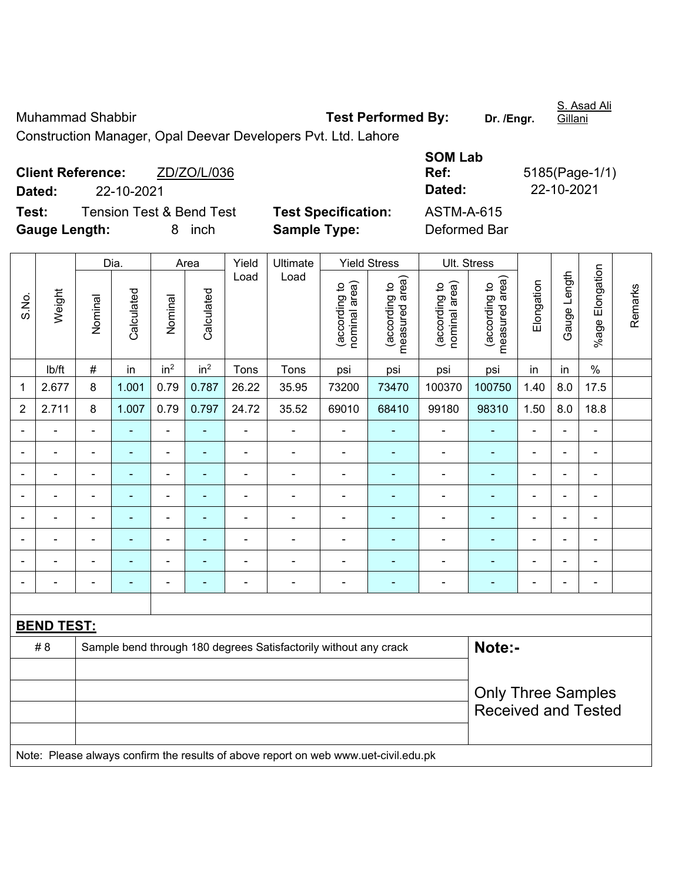S. Asad Ali Gillani

Muhammad Shabbir **Test Performed By:** **Dr. /Engr.** S. Asad Ali Gillani

Construction Manager, Opal Deevar Developers Pvt. Ltd. Lahore

**Client Reference:** ZD/ZO/L/036 **SOM Lab Ref:** 5185(Page-1/1)

**Dated:** 22-10-2021 **Dated:** 22-10-2021

**Test:** Tension Test & Bend Test **Test Specification:** ASTM-A-615

**Gauge Length:** 8 inch **Sample Type:** Deformed Bar

| S.No. | Weight | Dia. | | Area | | Yield Load | Ultimate Load | Yield Stress | | Ult. Stress | | Elongation | Gauge Length | %age Elongation | Remarks |
|---|---|---|---|---|---|---|---|---|---|---|---|---|---|---|---|
| | | Nominal | Calculated | Nominal | Calculated | | | (according to nominal area) | (according to measured area) | (according to nominal area) | (according to measured area) | | | | |
| | lb/ft | # | in | in$^2$ | in$^2$ | Tons | Tons | psi | psi | psi | psi | in | in | % | |
| 1 | 2.677 | 8 | 1.001 | 0.79 | 0.787 | 26.22 | 35.95 | 73200 | 73470 | 100370 | 100750 | 1.40 | 8.0 | 17.5 | |
| 2 | 2.711 | 8 | 1.007 | 0.79 | 0.797 | 24.72 | 35.52 | 69010 | 68410 | 99180 | 98310 | 1.50 | 8.0 | 18.8 | |
| - | - | - | - | - | - | - | - | - | - | - | - | - | - | - | |
| - | - | - | - | - | - | - | - | - | - | - | - | - | - | - | |
| - | - | - | - | - | - | - | - | - | - | - | - | - | - | - | |
| - | - | - | - | - | - | - | - | - | - | - | - | - | - | - | |
| - | - | - | - | - | - | - | - | - | - | - | - | - | - | - | |
| - | - | - | - | - | - | - | - | - | - | - | - | - | - | - | |
| - | - | - | - | - | - | - | - | - | - | - | - | - | - | - | |
| - | - | - | - | - | - | - | - | - | - | - | - | - | - | - | |

**BEND TEST:**

| | | |
|---|---|---|
| # 8 | Sample bend through 180 degrees Satisfactorily without any crack | **Note:-** Only Three Samples Received and Tested |

Note: Please always confirm the results of above report on web www.uet-civil.edu.pk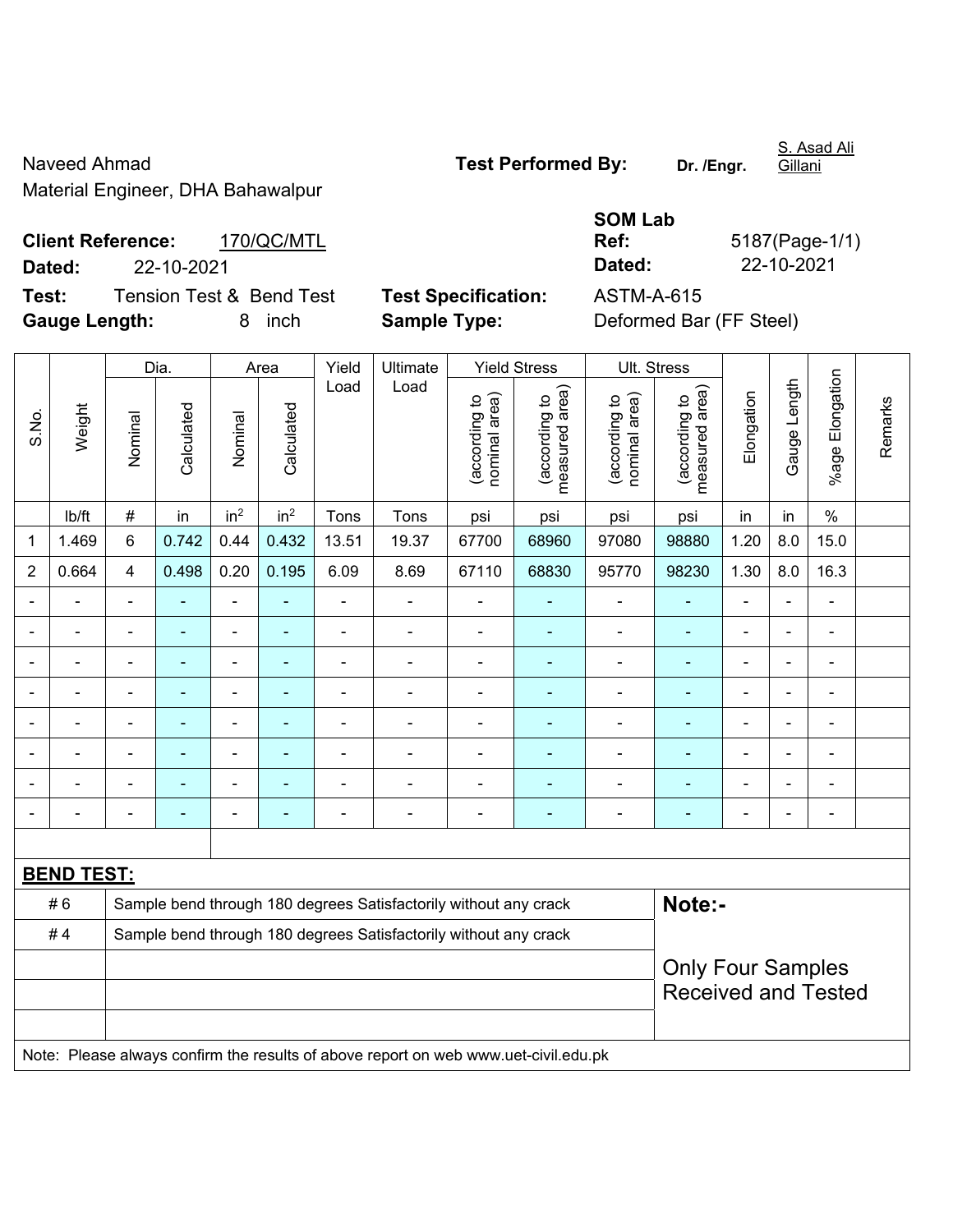Naveed Ahmad
Material Engineer, DHA Bahawalpur

**Test Performed By:** **Dr. /Engr.** S. Asad Ali Gillani

**Client Reference:** 170/QC/MTL
**Dated:** 22-10-2021

**SOM Lab Ref:** 5187(Page-1/1)
**Dated:** 22-10-2021

**Test:** Tension Test & Bend Test
**Gauge Length:** 8 inch

**Test Specification:** ASTM-A-615
**Sample Type:** Deformed Bar (FF Steel)

| S.No. | Weight | Dia. | | Area | | Yield Load | Ultimate Load | Yield Stress | | Ult. Stress | | Elongation | Gauge Length | %age Elongation | Remarks |
|---|---|---|---|---|---|---|---|---|---|---|---|---|---|---|---|
| | | Nominal | Calculated | Nominal | Calculated | | | (according to nominal area) | (according to measured area) | (according to nominal area) | (according to measured area) | | | | |
| | lb/ft | # | in | $in^2$ | $in^2$ | Tons | Tons | psi | psi | psi | psi | in | in | % | |
| 1 | 1.469 | 6 | 0.742 | 0.44 | 0.432 | 13.51 | 19.37 | 67700 | 68960 | 97080 | 98880 | 1.20 | 8.0 | 15.0 | |
| 2 | 0.664 | 4 | 0.498 | 0.20 | 0.195 | 6.09 | 8.69 | 67110 | 68830 | 95770 | 98230 | 1.30 | 8.0 | 16.3 | |
| - | - | - | - | - | - | - | - | - | - | - | - | - | - | - | |
| - | - | - | - | - | - | - | - | - | - | - | - | - | - | - | |
| - | - | - | - | - | - | - | - | - | - | - | - | - | - | - | |
| - | - | - | - | - | - | - | - | - | - | - | - | - | - | - | |
| - | - | - | - | - | - | - | - | - | - | - | - | - | - | - | |
| - | - | - | - | - | - | - | - | - | - | - | - | - | - | - | |
| - | - | - | - | - | - | - | - | - | - | - | - | - | - | - | |
| - | - | - | - | - | - | - | - | - | - | - | - | - | - | - | |

**BEND TEST:**

| | | |
|---|---|---|
| # 6 | Sample bend through 180 degrees Satisfactorily without any crack | **Note:-** |
| # 4 | Sample bend through 180 degrees Satisfactorily without any crack | Only Four Samples Received and Tested |

Note: Please always confirm the results of above report on web www.uet-civil.edu.pk